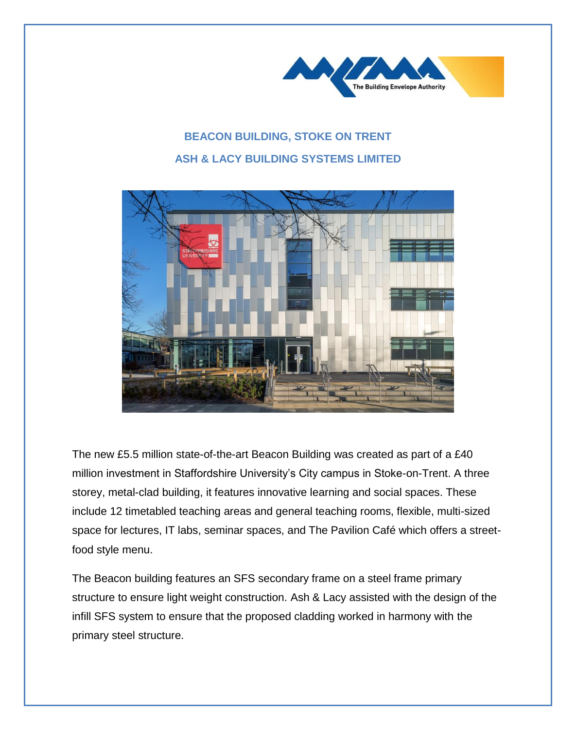# BEACON BUILDING, STOKE ON TRENT

## ASH & LACY BUILDING SYSTEMS LIMITED

The new £5.5 million state-of-the-art Beacon Building was created as part of a £40 million investment in Staffordshire University's City campus in Stoke-on-Trent. A three storey, metal-clad building, it features innovative learning and social spaces. These include 12 timetabled teaching areas and general teaching rooms, flexible, multi-sized space for lectures, IT labs, seminar spaces, and The Pavilion Café which offers a street-food style menu.

The Beacon building features an SFS secondary frame on a steel frame primary structure to ensure light weight construction. Ash & Lacy assisted with the design of the infill SFS system to ensure that the proposed cladding worked in harmony with the primary steel structure.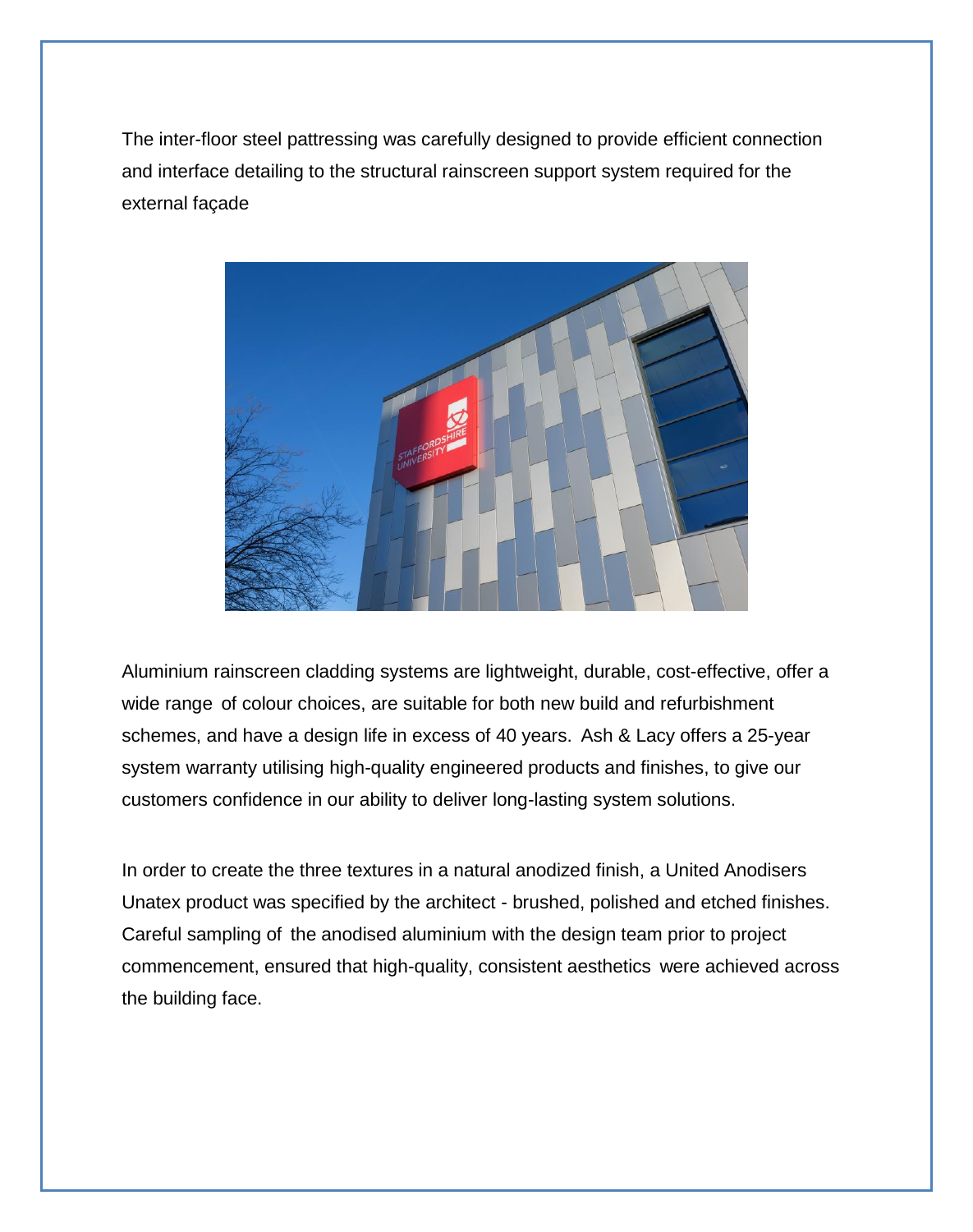The inter-floor steel pattressing was carefully designed to provide efficient connection and interface detailing to the structural rainscreen support system required for the external façade

Aluminium rainscreen cladding systems are lightweight, durable, cost-effective, offer a wide range of colour choices, are suitable for both new build and refurbishment schemes, and have a design life in excess of 40 years. Ash & Lacy offers a 25-year system warranty utilising high-quality engineered products and finishes, to give our customers confidence in our ability to deliver long-lasting system solutions.

In order to create the three textures in a natural anodized finish, a United Anodisers Unatex product was specified by the architect - brushed, polished and etched finishes. Careful sampling of the anodised aluminium with the design team prior to project commencement, ensured that high-quality, consistent aesthetics were achieved across the building face.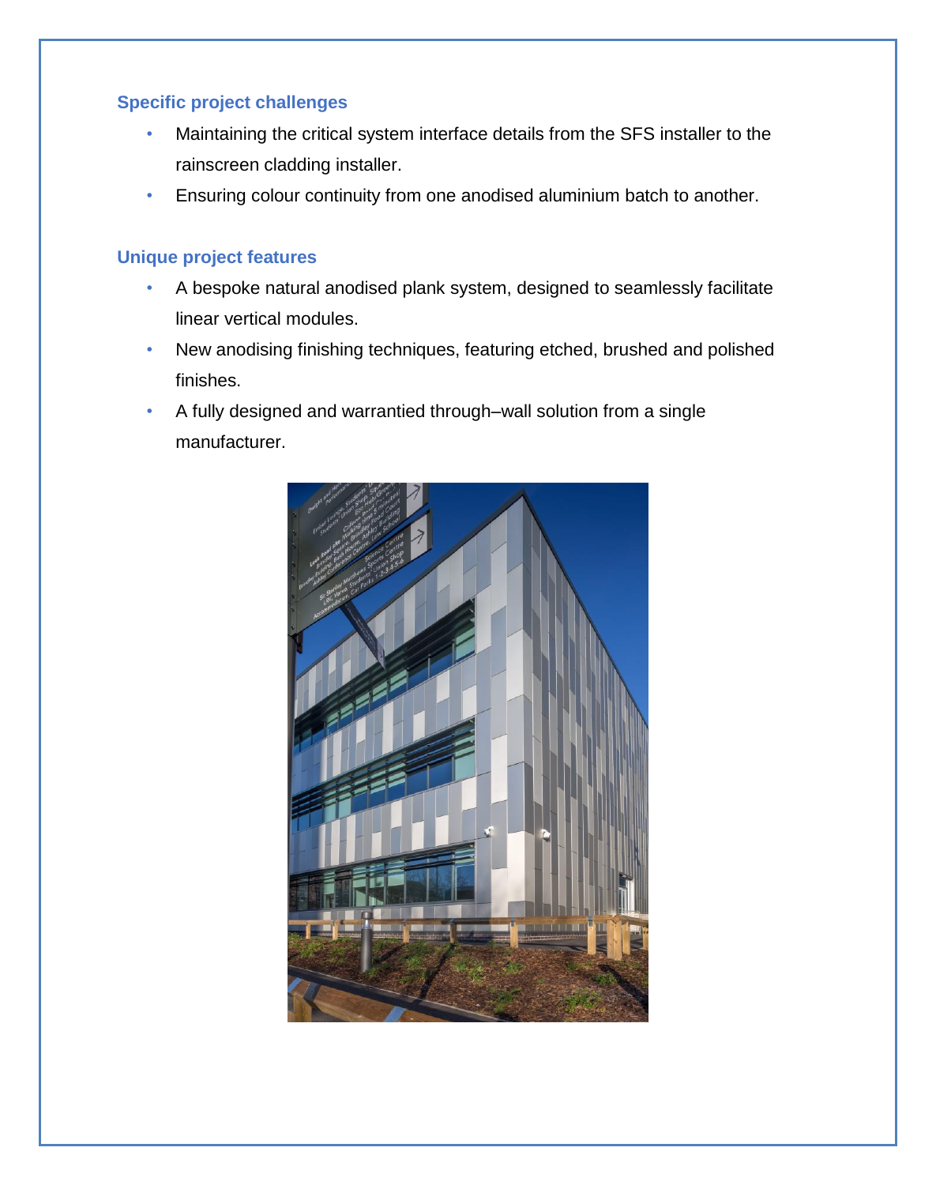## Specific project challenges

- Maintaining the critical system interface details from the SFS installer to the rainscreen cladding installer.
- Ensuring colour continuity from one anodised aluminium batch to another.

## Unique project features

- A bespoke natural anodised plank system, designed to seamlessly facilitate linear vertical modules.
- New anodising finishing techniques, featuring etched, brushed and polished finishes.
- A fully designed and warrantied through–wall solution from a single manufacturer.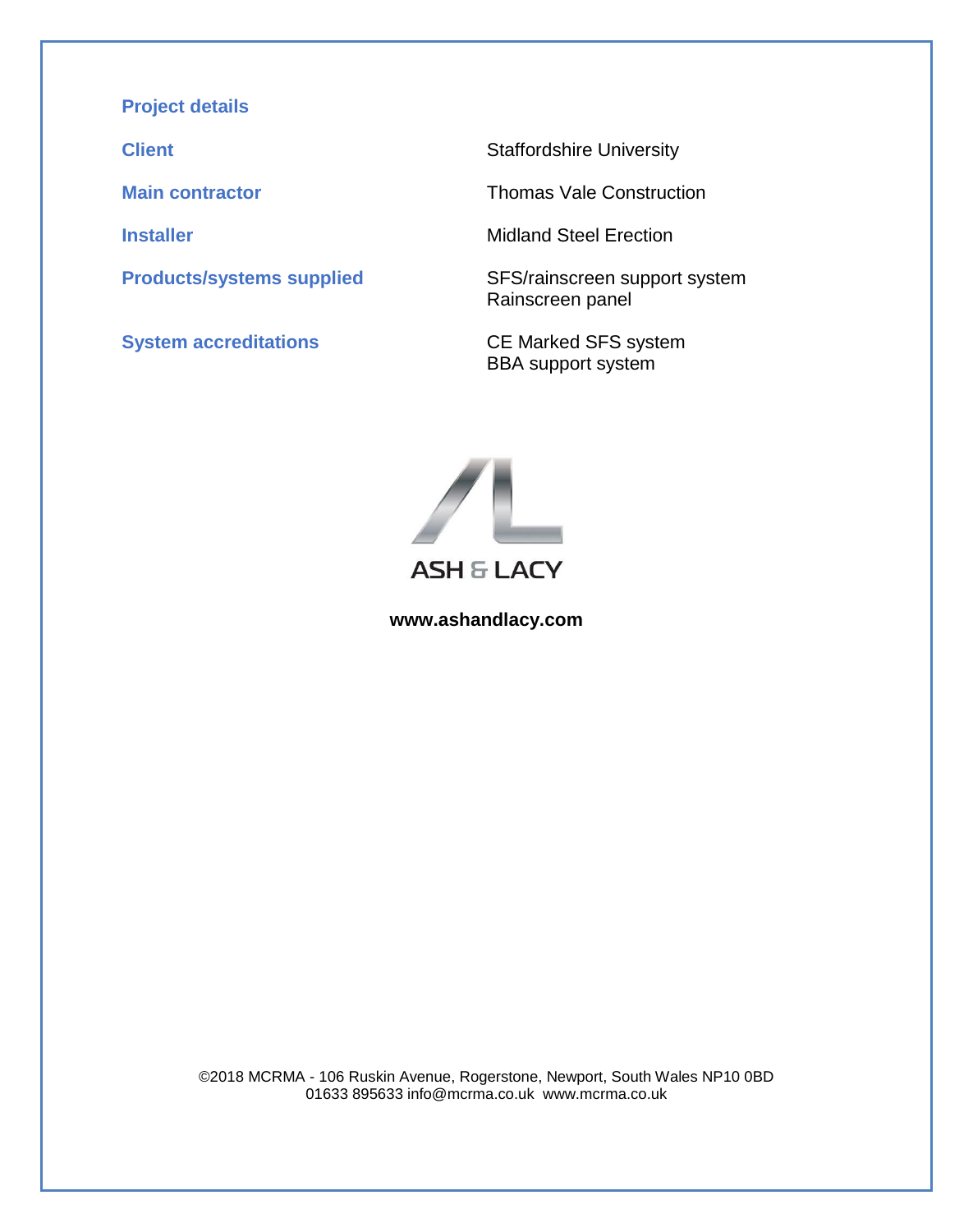## Project details

| | |
|---|---|
| **Client** | Staffordshire University |
| **Main contractor** | Thomas Vale Construction |
| **Installer** | Midland Steel Erection |
| **Products/systems supplied** | SFS/rainscreen support system<br>Rainscreen panel |
| **System accreditations** | CE Marked SFS system<br>BBA support system |

ASH & LACY

**www.ashandlacy.com**

©2018 MCRMA - 106 Ruskin Avenue, Rogerstone, Newport, South Wales NP10 0BD
01633 895633 info@mcrma.co.uk www.mcrma.co.uk